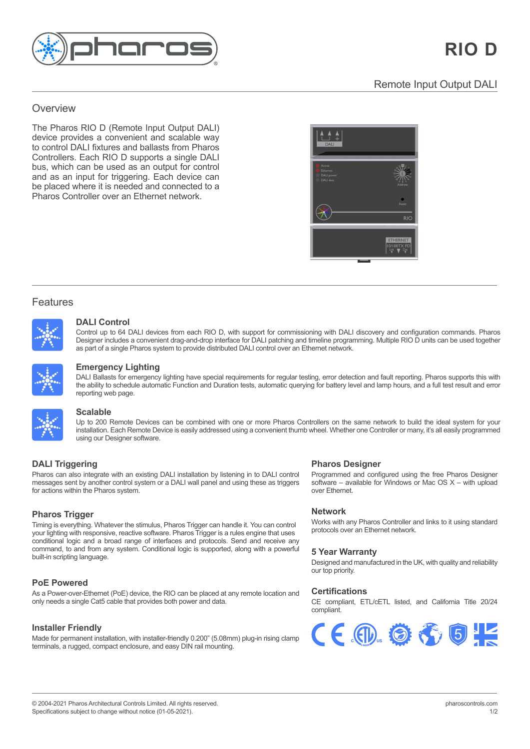# RIO D

## Remote Input Output DALI

## Overview

The Pharos RIO D (Remote Input Output DALI) device provides a convenient and scalable way to control DALI fixtures and ballasts from Pharos Controllers. Each RIO D supports a single DALI bus, which can be used as an output for control and as an input for triggering. Each device can be placed where it is needed and connected to a Pharos Controller over an Ethernet network.

## Features

### DALI Control

Control up to 64 DALI devices from each RIO D, with support for commissioning with DALI discovery and configuration commands. Pharos Designer includes a convenient drag-and-drop interface for DALI patching and timeline programming. Multiple RIO D units can be used together as part of a single Pharos system to provide distributed DALI control over an Ethernet network.

### Emergency Lighting

DALI Ballasts for emergency lighting have special requirements for regular testing, error detection and fault reporting. Pharos supports this with the ability to schedule automatic Function and Duration tests, automatic querying for battery level and lamp hours, and a full test result and error reporting web page.

### Scalable

Up to 200 Remote Devices can be combined with one or more Pharos Controllers on the same network to build the ideal system for your installation. Each Remote Device is easily addressed using a convenient thumb wheel. Whether one Controller or many, it's all easily programmed using our Designer software.

### DALI Triggering

Pharos can also integrate with an existing DALI installation by listening in to DALI control messages sent by another control system or a DALI wall panel and using these as triggers for actions within the Pharos system.

### Pharos Trigger

Timing is everything. Whatever the stimulus, Pharos Trigger can handle it. You can control your lighting with responsive, reactive software. Pharos Trigger is a rules engine that uses conditional logic and a broad range of interfaces and protocols. Send and receive any command, to and from any system. Conditional logic is supported, along with a powerful built-in scripting language.

### PoE Powered

As a Power-over-Ethernet (PoE) device, the RIO can be placed at any remote location and only needs a single Cat5 cable that provides both power and data.

### Installer Friendly

Made for permanent installation, with installer-friendly 0.200" (5.08mm) plug-in rising clamp terminals, a rugged, compact enclosure, and easy DIN rail mounting.

### Pharos Designer

Programmed and configured using the free Pharos Designer software – available for Windows or Mac OS X – with upload over Ethernet.

### Network

Works with any Pharos Controller and links to it using standard protocols over an Ethernet network.

### 5 Year Warranty

Designed and manufactured in the UK, with quality and reliability our top priority.

### Certifications

CE compliant, ETL/cETL listed, and California Title 20/24 compliant.

© 2004-2021 Pharos Architectural Controls Limited. All rights reserved.
Specifications subject to change without notice (01-05-2021).

pharoscontrols.com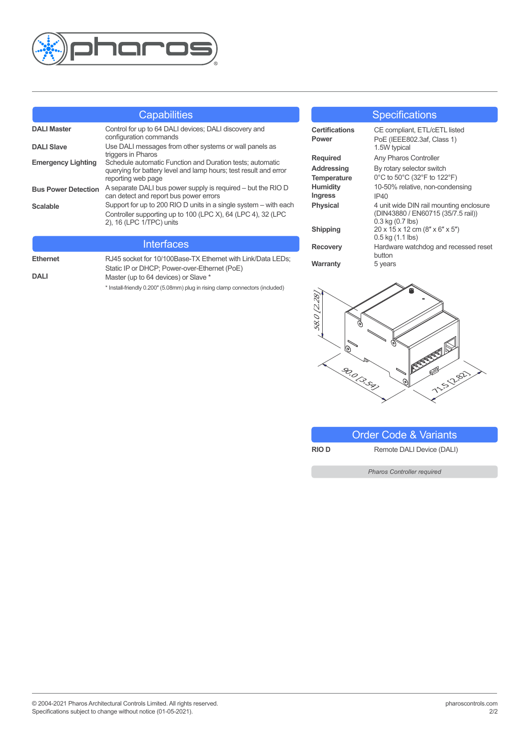## Capabilities

| | |
|---|---|
| **DALI Master** | Control for up to 64 DALI devices; DALI discovery and configuration commands |
| **DALI Slave** | Use DALI messages from other systems or wall panels as triggers in Pharos |
| **Emergency Lighting** | Schedule automatic Function and Duration tests; automatic querying for battery level and lamp hours; test result and error reporting web page |
| **Bus Power Detection** | A separate DALI bus power supply is required – but the RIO D can detect and report bus power errors |
| **Scalable** | Support for up to 200 RIO D units in a single system – with each Controller supporting up to 100 (LPC X), 64 (LPC 4), 32 (LPC 2), 16 (LPC 1/TPC) units |

## Interfaces

| | |
|---|---|
| **Ethernet** | RJ45 socket for 10/100Base-TX Ethernet with Link/Data LEDs; Static IP or DHCP; Power-over-Ethernet (PoE) |
| **DALI** | Master (up to 64 devices) or Slave * |

* Install-friendly 0.200" (5.08mm) plug in rising clamp connectors (included)

## Specifications

| | |
|---|---|
| **Certifications** | CE compliant, ETL/cETL listed |
| **Power** | PoE (IEEE802.3af, Class 1)<br>1.5W typical |
| **Required** | Any Pharos Controller |
| **Addressing** | By rotary selector switch |
| **Temperature** | 0°C to 50°C (32°F to 122°F) |
| **Humidity** | 10-50% relative, non-condensing |
| **Ingress** | IP40 |
| **Physical** | 4 unit wide DIN rail mounting enclosure (DIN43880 / EN60715 (35/7.5 rail))<br>0.3 kg (0.7 lbs) |
| **Shipping** | 20 x 15 x 12 cm (8″ x 6″ x 5″)<br>0.5 kg (1.1 lbs) |
| **Recovery** | Hardware watchdog and recessed reset button |
| **Warranty** | 5 years |

58.0 [2.28]
90.0 [3.54]
71.5 [2.82]

## Order Code & Variants

| | |
|---|---|
| **RIO D** | Remote DALI Device (DALI) |

*Pharos Controller required*

© 2004-2021 Pharos Architectural Controls Limited. All rights reserved.
Specifications subject to change without notice (01-05-2021).

pharoscontrols.com